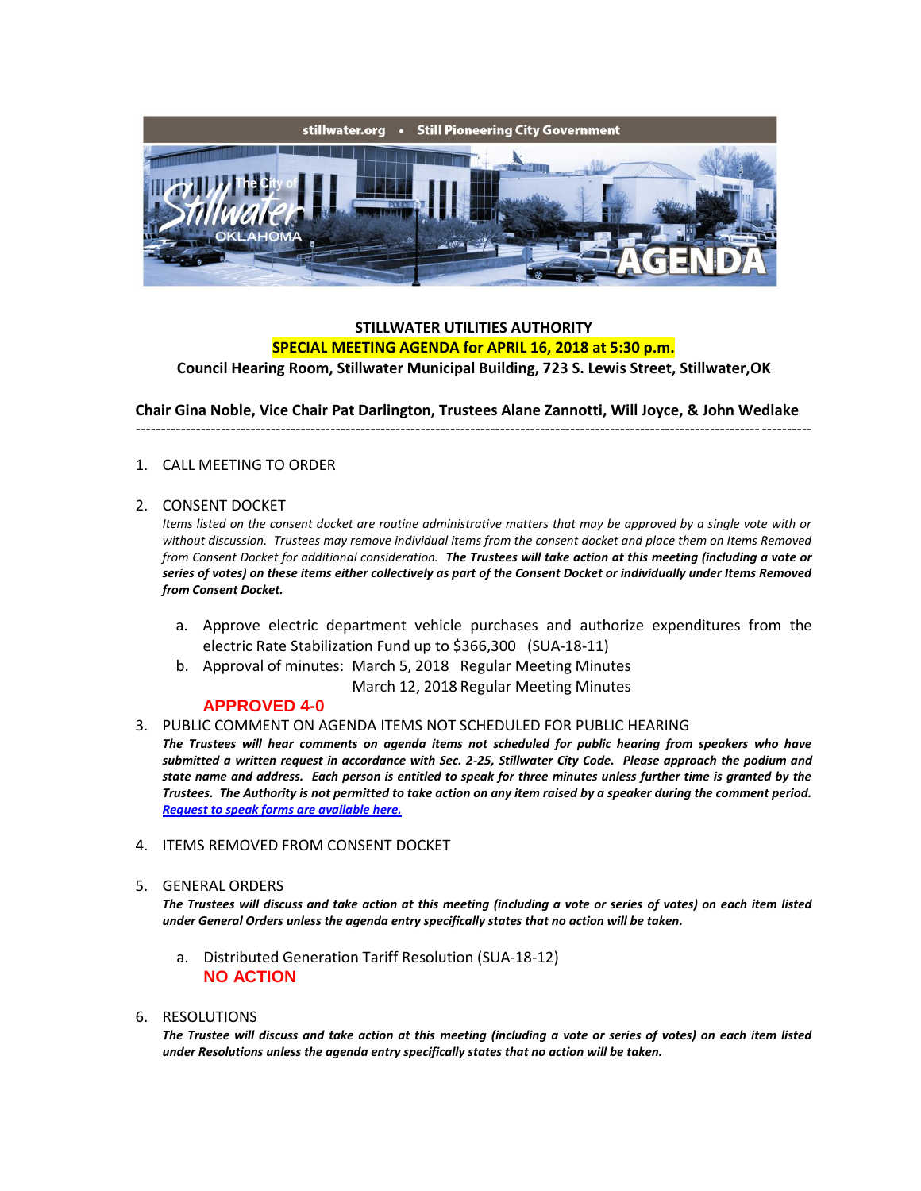stillwater.org • Still Pioneering City Government

The City of Stillwater OKLAHOMA

AGENDA

**STILLWATER UTILITIES AUTHORITY**

**SPECIAL MEETING AGENDA for APRIL 16, 2018 at 5:30 p.m.**

**Council Hearing Room, Stillwater Municipal Building, 723 S. Lewis Street, Stillwater,OK**

**Chair Gina Noble, Vice Chair Pat Darlington, Trustees Alane Zannotti, Will Joyce, & John Wedlake**

---

1. CALL MEETING TO ORDER

2. CONSENT DOCKET

   *Items listed on the consent docket are routine administrative matters that may be approved by a single vote with or without discussion. Trustees may remove individual items from the consent docket and place them on Items Removed from Consent Docket for additional consideration.* ***The Trustees will take action at this meeting (including a vote or series of votes) on these items either collectively as part of the Consent Docket or individually under Items Removed from Consent Docket.***

   a. Approve electric department vehicle purchases and authorize expenditures from the electric Rate Stabilization Fund up to $366,300 (SUA-18-11)

   b. Approval of minutes: March 5, 2018 Regular Meeting Minutes
      March 12, 2018 Regular Meeting Minutes

   **APPROVED 4-0**

3. PUBLIC COMMENT ON AGENDA ITEMS NOT SCHEDULED FOR PUBLIC HEARING

   ***The Trustees will hear comments on agenda items not scheduled for public hearing from speakers who have submitted a written request in accordance with Sec. 2-25, Stillwater City Code. Please approach the podium and state name and address. Each person is entitled to speak for three minutes unless further time is granted by the Trustees. The Authority is not permitted to take action on any item raised by a speaker during the comment period.***
   ***Request to speak forms are available here.***

4. ITEMS REMOVED FROM CONSENT DOCKET

5. GENERAL ORDERS

   ***The Trustees will discuss and take action at this meeting (including a vote or series of votes) on each item listed under General Orders unless the agenda entry specifically states that no action will be taken.***

   a. Distributed Generation Tariff Resolution (SUA-18-12)

   **NO ACTION**

6. RESOLUTIONS

   ***The Trustee will discuss and take action at this meeting (including a vote or series of votes) on each item listed under Resolutions unless the agenda entry specifically states that no action will be taken.***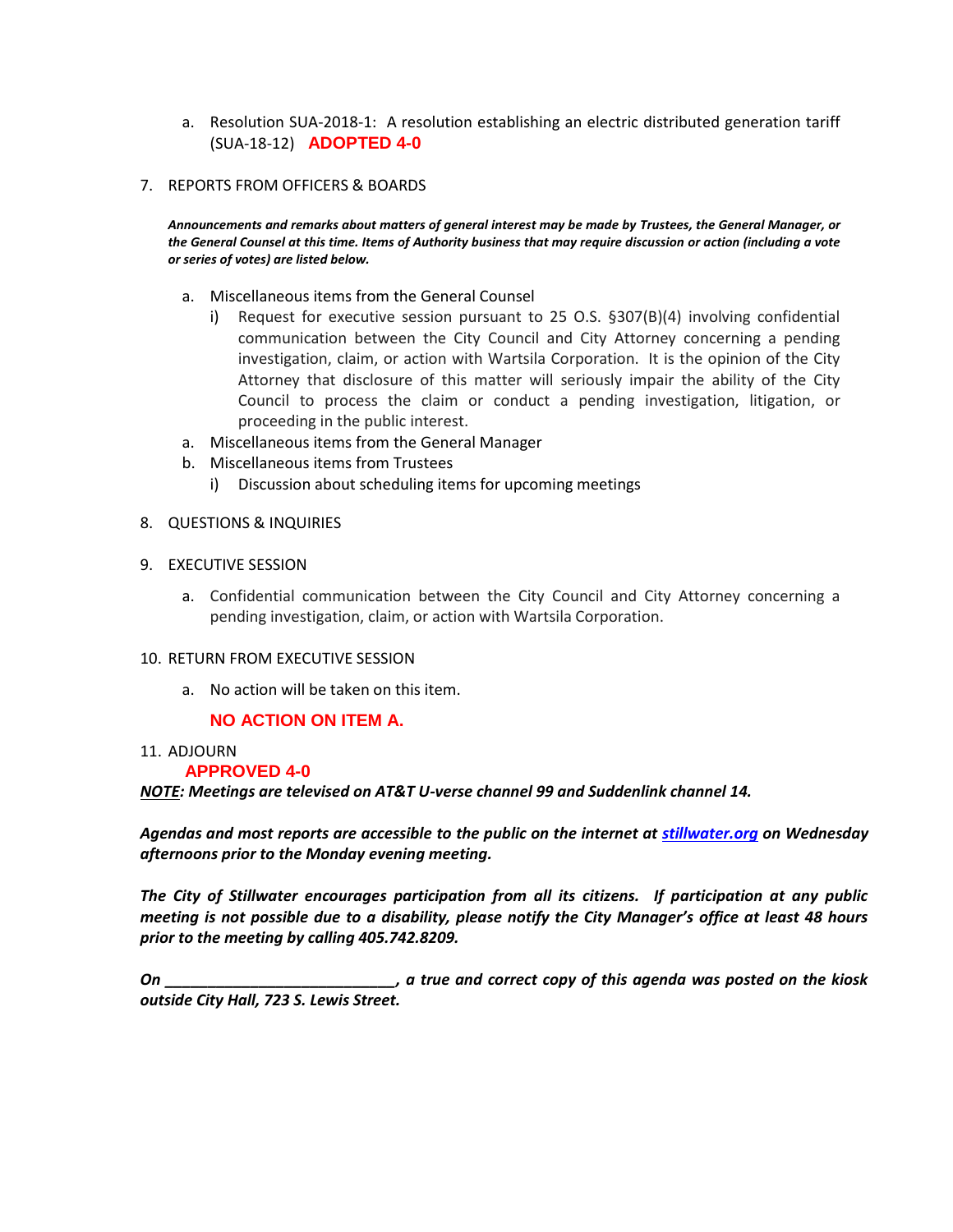a. Resolution SUA-2018-1: A resolution establishing an electric distributed generation tariff (SUA-18-12) **ADOPTED 4-0**

7. REPORTS FROM OFFICERS & BOARDS

***Announcements and remarks about matters of general interest may be made by Trustees, the General Manager, or the General Counsel at this time. Items of Authority business that may require discussion or action (including a vote or series of votes) are listed below.***

a. Miscellaneous items from the General Counsel
   i) Request for executive session pursuant to 25 O.S. §307(B)(4) involving confidential communication between the City Council and City Attorney concerning a pending investigation, claim, or action with Wartsila Corporation. It is the opinion of the City Attorney that disclosure of this matter will seriously impair the ability of the City Council to process the claim or conduct a pending investigation, litigation, or proceeding in the public interest.

a. Miscellaneous items from the General Manager

b. Miscellaneous items from Trustees
   i) Discussion about scheduling items for upcoming meetings

8. QUESTIONS & INQUIRIES

9. EXECUTIVE SESSION

   a. Confidential communication between the City Council and City Attorney concerning a pending investigation, claim, or action with Wartsila Corporation.

10. RETURN FROM EXECUTIVE SESSION

   a. No action will be taken on this item.

   **NO ACTION ON ITEM A.**

11. ADJOURN

   **APPROVED 4-0**

***<u>NOTE</u>: Meetings are televised on AT&T U-verse channel 99 and Suddenlink channel 14.***

***Agendas and most reports are accessible to the public on the internet at [stillwater.org](stillwater.org) on Wednesday afternoons prior to the Monday evening meeting.***

***The City of Stillwater encourages participation from all its citizens. If participation at any public meeting is not possible due to a disability, please notify the City Manager's office at least 48 hours prior to the meeting by calling 405.742.8209.***

***On ___________________________, a true and correct copy of this agenda was posted on the kiosk outside City Hall, 723 S. Lewis Street.***